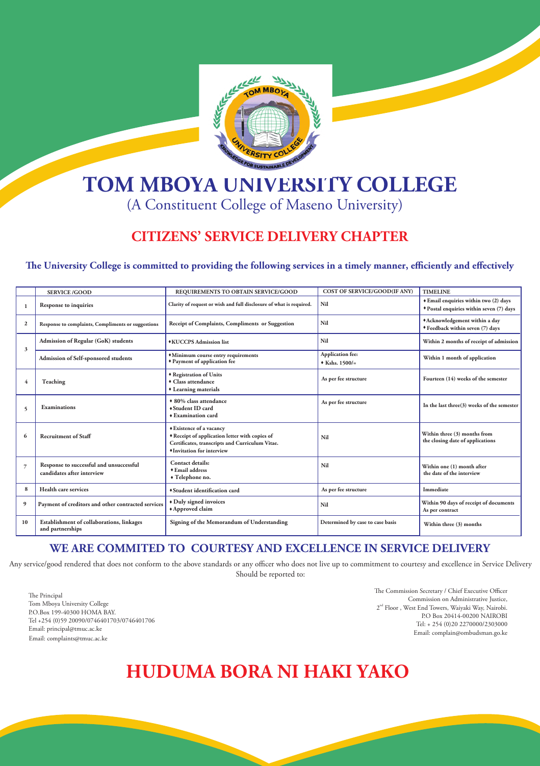# TOM MBOYA UNIVERSITY COLLEGE

(A Constituent College of Maseno University)

## CITIZENS' SERVICE DELIVERY CHAPTER

### The University College is committed to providing the following services in a timely manner, efficiently and effectively

| | SERVICE /GOOD | REQUIREMENTS TO OBTAIN SERVICE/GOOD | COST OF SERVICE/GOOD(IF ANY) | TIMELINE |
|---|---|---|---|---|
| 1 | Response to inquiries | Clarity of request or wish and full disclosure of what is required. | Nil | ♦ Email enquiries within two (2) days<br>♦ Postal enquiries within seven (7) days |
| 2 | Response to complaints, Compliments or suggestions | Receipt of Complaints, Compliments or Suggestion | Nil | ♦ Acknowledgement within a day<br>♦ Feedback within seven (7) days |
| 3 | Admission of Regular (GoK) students | ♦ KUCCPS Admission list | Nil | Within 2 months of receipt of admission |
| | Admission of Self-sponsored students | ♦ Minimum course entry requirements<br>♦ Payment of application fee | Application fee:<br>♦ Kshs. 1500/= | Within 1 month of application |
| 4 | Teaching | ♦ Registration of Units<br>♦ Class attendance<br>♦ Learning materials | As per fee structure | Fourteen (14) weeks of the semester |
| 5 | Examinations | ♦ 80% class attendance<br>♦ Student ID card<br>♦ Examination card | As per fee structure | In the last three(3) weeks of the semester |
| 6 | Recruitment of Staff | ♦ Existence of a vacancy<br>♦ Receipt of application letter with copies of Certificates, transcripts and Curriculum Vitae.<br>♦ Invitation for interview | Nil | Within three (3) months from the closing date of applications |
| 7 | Response to successful and unsuccessful candidates after interview | Contact details:<br>♦ Email address<br>♦ Telephone no. | Nil | Within one (1) month after the date of the interview |
| 8 | Health care services | ♦ Student identification card | As per fee structure | Immediate |
| 9 | Payment of creditors and other contracted services | ♦ Duly signed invoices<br>♦ Approved claim | Nil | Within 90 days of receipt of documents As per contract |
| 10 | Establishment of collaborations, linkages and partnerships | Signing of the Memorandum of Understanding | Determined by case to case basis | Within three (3) months |

## WE ARE COMMITED TO COURTESY AND EXCELLENCE IN SERVICE DELIVERY

Any service/good rendered that does not conform to the above standards or any officer who does not live up to commitment to courtesy and excellence in Service Delivery Should be reported to:

The Principal
Tom Mboya University College
P.O.Box 199-40300 HOMA BAY.
Tel +254 (0)59 20090/0746401703/0746401706
Email: principal@tmuc.ac.ke
Email: complaints@tmuc.ac.ke

The Commission Secretary / Chief Executive Officer
Commission on Administrative Justice,
2nd Floor , West End Towers, Waiyaki Way, Nairobi.
P.O Box 20414-00200 NAIROBI
Tel: + 254 (0)20 2270000/2303000
Email: complain@ombudsman.go.ke

# HUDUMA BORA NI HAKI YAKO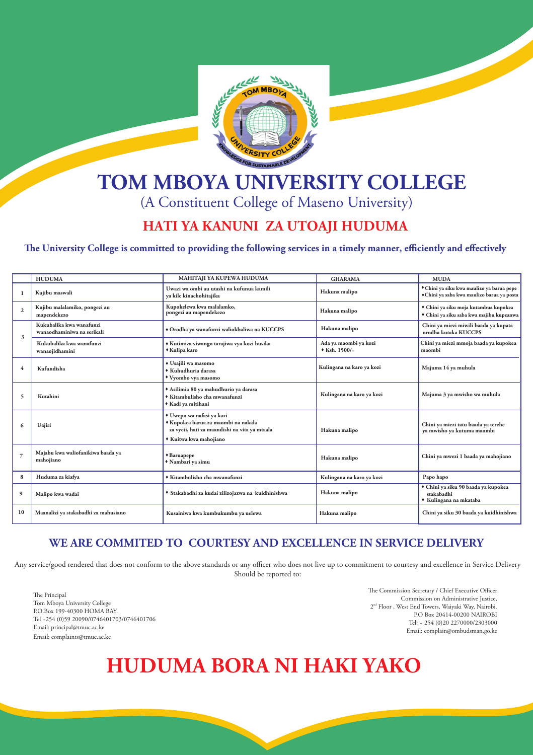# TOM MBOYA UNIVERSITY COLLEGE

(A Constituent College of Maseno University)

## HATI YA KANUNI ZA UTOAJI HUDUMA

**The University College is committed to providing the following services in a timely manner, efficiently and effectively**

| | HUDUMA | MAHITAJI YA KUPEWA HUDUMA | GHARAMA | MUDA |
|---|---|---|---|---|
| 1 | Kujibu maswali | Uwazi wa ombi au utashi na kufunua kamili ya kile kinachohitajika | Hakuna malipo | ♦ Chini ya siku kwa maulizo ya barua pepe ♦ Chini ya saba kwa maulizo barua ya posta |
| 2 | Kujibu malalamiko, pongezi au mapendekezo | Kupokelewa kwa malalamko, pongezi au mapendekezo | Hakuna malipo | ♦ Chini ya siku moja kutambua kupokea ♦ Chini ya siku saba kwa majibu kupeanwa |
| 3 | Kukubalika kwa wanafunzi wanaodhaminiwa na serikali | ♦ Orodha ya wanafunzi waliokbaliwa na KUCCPS | Hakuna malipo | Chini ya miezi miwili baada ya kupata orodha kutaka KUCCPS |
| | Kukubalika kwa wanafunzi wanaojidhamini | ♦ Kutimiza viwango tarajiwa vya kozi husika ♦ Kulipa karo | Ada ya maombi ya kozi ♦ Ksh. 1500/= | Chini ya miezi mmoja baada ya kupokea maombi |
| 4 | Kufundisha | ♦ Usajili wa masomo ♦ Kuhudhuria darasa ♦ Vyombo vya masomo | Kulingana na karo ya kozi | Majuma 14 ya muhula |
| 5 | Kutahini | ♦ Asilimia 80 ya mahudhurio ya darasa ♦ Kitambulisho cha mwanafunzi ♦ Kadi ya mitihani | Kulingana na karo ya kozi | Majuma 3 ya mwisho wa muhula |
| 6 | Uajiri | ♦ Uwepo wa nafasi ya kazi ♦ Kupokea barua za maombi na nakala za vyeti, hati za maandishi na vita ya mtaala ♦ Kuitwa kwa mahojiano | Hakuna malipo | Chini ya miezi tatu baada ya terehe ya mwisho ya kutuma maombi |
| 7 | Majabu kwa waliofanikiwa baada ya mahojiano | ♦ Baruapepe ♦ Nambari ya simu | Hakuna malipo | Chini ya mwezi 1 baada ya mahojiano |
| 8 | Huduma za kiafya | ♦ Kitambulisho cha mwanafunzi | Kulingana na karo ya kozi | Papo hapo |
| 9 | Malipo kwa wadai | ♦ Stakabadhi za kudai zilizojazwa na kuidhinishwa | Hakuna malipo | ♦ Chini ya siku 90 baada ya kupokea stakabadhi ♦ Kulingana na mkataba |
| 10 | Maanalizi ya stakabadhi za mahusiano | Kusainiwa kwa kumbukumbu ya uelewa | Hakuna malipo | Chini ya siku 30 baada ya kuidhinishwa |

## WE ARE COMMITED TO COURTESY AND EXCELLENCE IN SERVICE DELIVERY

Any service/good rendered that does not conform to the above standards or any officer who does not live up to commitment to courtesy and excellence in Service Delivery Should be reported to:

The Principal
Tom Mboya University College
P.O.Box 199-40300 HOMA BAY.
Tel +254 (0)59 20090/0746401703/0746401706
Email: principal@tmuc.ac.ke
Email: complaints@tmuc.ac.ke

The Commission Secretary / Chief Executive Officer
Commission on Administrative Justice,
2nd Floor , West End Towers, Waiyaki Way, Nairobi.
P.O Box 20414-00200 NAIROBI
Tel: + 254 (0)20 2270000/2303000
Email: complain@ombudsman.go.ke

# HUDUMA BORA NI HAKI YAKO